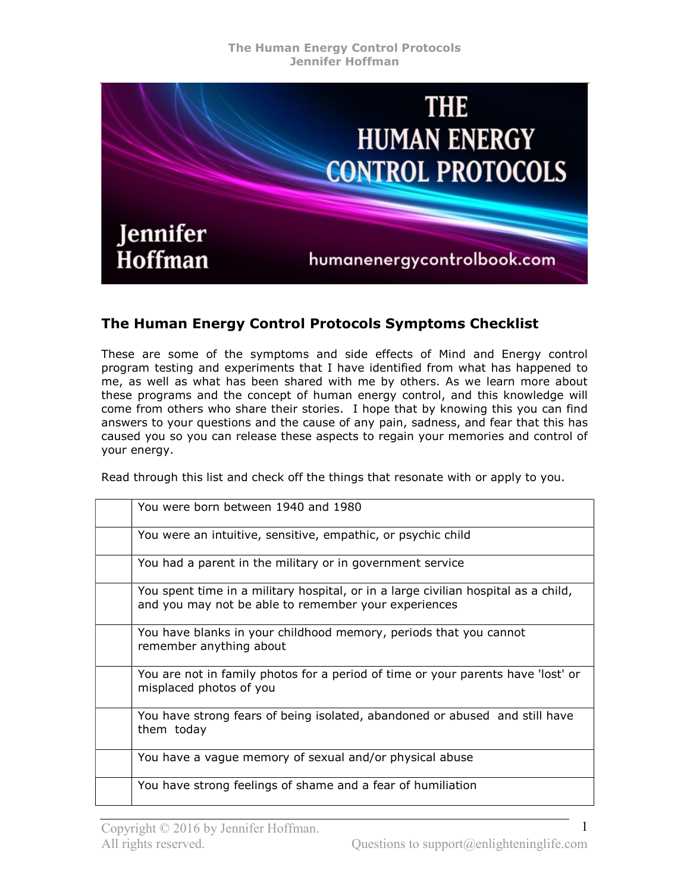## The Human Energy Control Protocols Symptoms Checklist

These are some of the symptoms and side effects of Mind and Energy control program testing and experiments that I have identified from what has happened to me, as well as what has been shared with me by others. As we learn more about these programs and the concept of human energy control, and this knowledge will come from others who share their stories. I hope that by knowing this you can find answers to your questions and the cause of any pain, sadness, and fear that this has caused you so you can release these aspects to regain your memories and control of your energy.

Read through this list and check off the things that resonate with or apply to you.

| | |
|---|---|
| | You were born between 1940 and 1980 |
| | You were an intuitive, sensitive, empathic, or psychic child |
| | You had a parent in the military or in government service |
| | You spent time in a military hospital, or in a large civilian hospital as a child, and you may not be able to remember your experiences |
| | You have blanks in your childhood memory, periods that you cannot remember anything about |
| | You are not in family photos for a period of time or your parents have 'lost' or misplaced photos of you |
| | You have strong fears of being isolated, abandoned or abused and still have them today |
| | You have a vague memory of sexual and/or physical abuse |
| | You have strong feelings of shame and a fear of humiliation |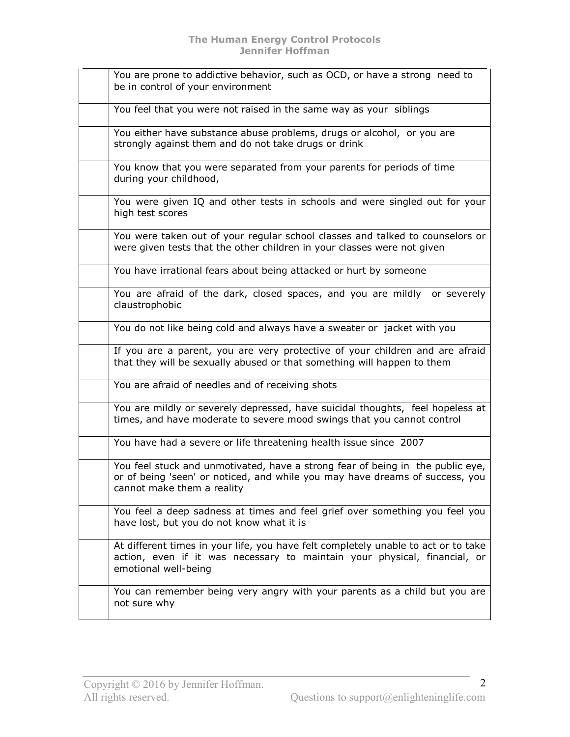|  |  |
| --- | --- |
|  | You are prone to addictive behavior, such as OCD, or have a strong need to be in control of your environment |
|  | You feel that you were not raised in the same way as your siblings |
|  | You either have substance abuse problems, drugs or alcohol, or you are strongly against them and do not take drugs or drink |
|  | You know that you were separated from your parents for periods of time during your childhood, |
|  | You were given IQ and other tests in schools and were singled out for your high test scores |
|  | You were taken out of your regular school classes and talked to counselors or were given tests that the other children in your classes were not given |
|  | You have irrational fears about being attacked or hurt by someone |
|  | You are afraid of the dark, closed spaces, and you are mildly or severely claustrophobic |
|  | You do not like being cold and always have a sweater or jacket with you |
|  | If you are a parent, you are very protective of your children and are afraid that they will be sexually abused or that something will happen to them |
|  | You are afraid of needles and of receiving shots |
|  | You are mildly or severely depressed, have suicidal thoughts, feel hopeless at times, and have moderate to severe mood swings that you cannot control |
|  | You have had a severe or life threatening health issue since 2007 |
|  | You feel stuck and unmotivated, have a strong fear of being in the public eye, or of being 'seen' or noticed, and while you may have dreams of success, you cannot make them a reality |
|  | You feel a deep sadness at times and feel grief over something you feel you have lost, but you do not know what it is |
|  | At different times in your life, you have felt completely unable to act or to take action, even if it was necessary to maintain your physical, financial, or emotional well-being |
|  | You can remember being very angry with your parents as a child but you are not sure why |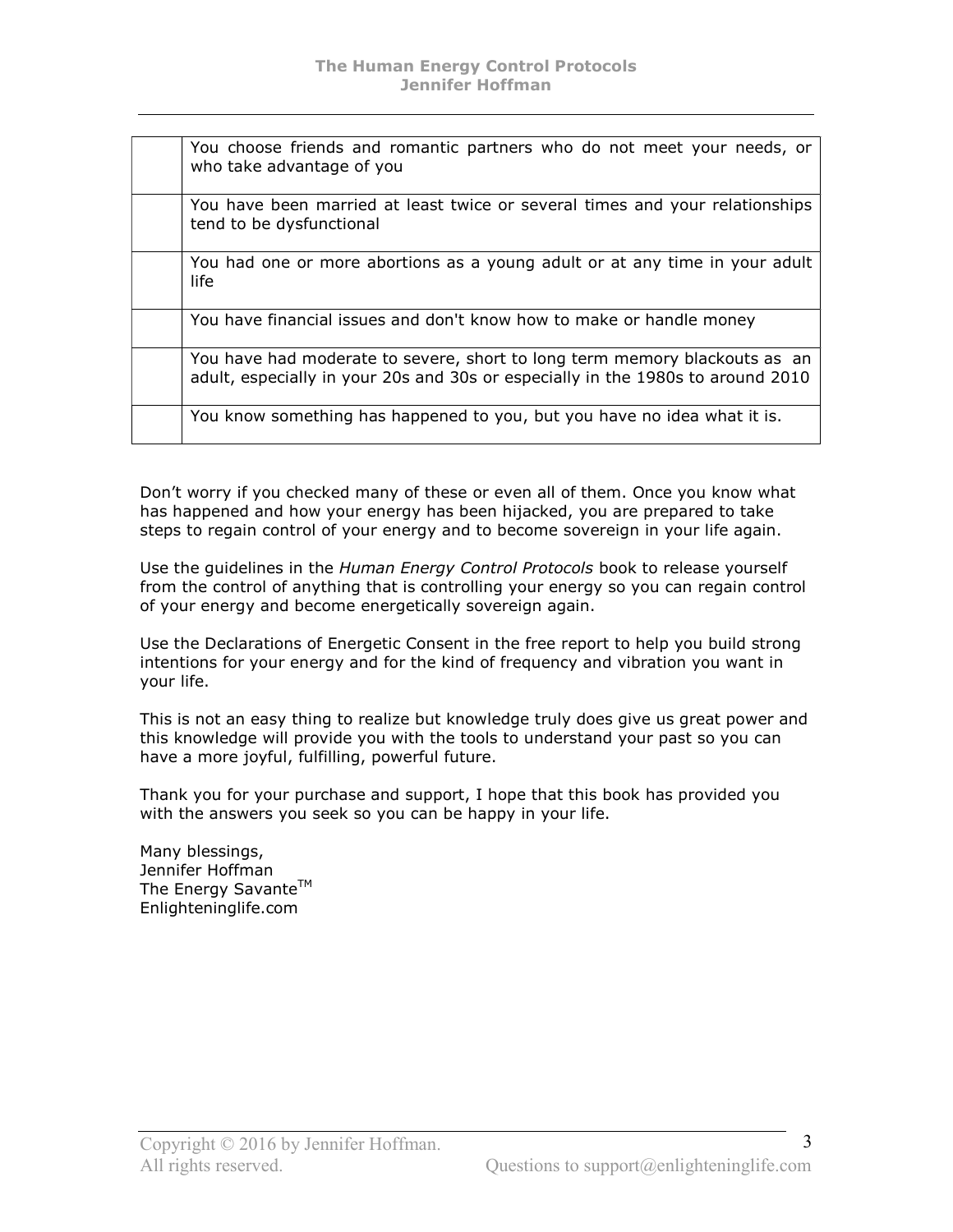| | |
|---|---|
| | You choose friends and romantic partners who do not meet your needs, or who take advantage of you |
| | You have been married at least twice or several times and your relationships tend to be dysfunctional |
| | You had one or more abortions as a young adult or at any time in your adult life |
| | You have financial issues and don't know how to make or handle money |
| | You have had moderate to severe, short to long term memory blackouts as an adult, especially in your 20s and 30s or especially in the 1980s to around 2010 |
| | You know something has happened to you, but you have no idea what it is. |

Don't worry if you checked many of these or even all of them. Once you know what has happened and how your energy has been hijacked, you are prepared to take steps to regain control of your energy and to become sovereign in your life again.

Use the guidelines in the *Human Energy Control Protocols* book to release yourself from the control of anything that is controlling your energy so you can regain control of your energy and become energetically sovereign again.

Use the Declarations of Energetic Consent in the free report to help you build strong intentions for your energy and for the kind of frequency and vibration you want in your life.

This is not an easy thing to realize but knowledge truly does give us great power and this knowledge will provide you with the tools to understand your past so you can have a more joyful, fulfilling, powerful future.

Thank you for your purchase and support, I hope that this book has provided you with the answers you seek so you can be happy in your life.

Many blessings,
Jennifer Hoffman
The Energy Savante™
Enlighteninglife.com